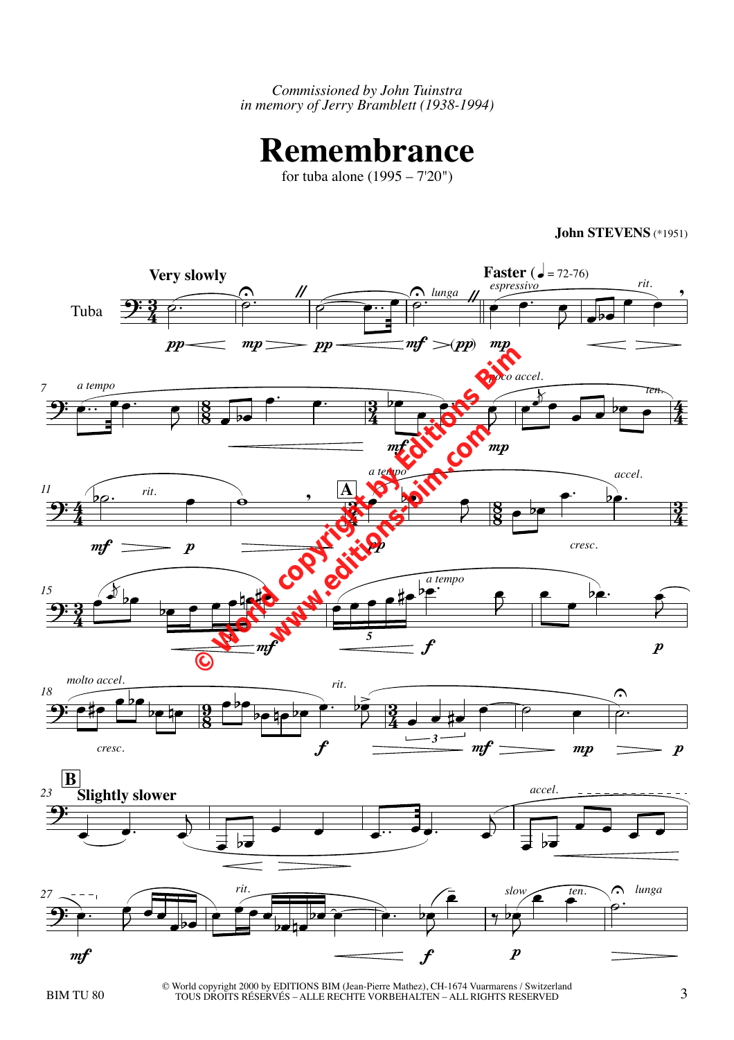*Commissioned by John Tuinstra*
*in memory of Jerry Bramblett (1938-1994)*

# Remembrance

for tuba alone (1995 – 7'20")

**John STEVENS** (*1951)

© World copyright 2000 by EDITIONS BIM (Jean-Pierre Mathez), CH-1674 Vuarmarens / Switzerland
TOUS DROITS RÉSERVÉS – ALLE RECHTE VORBEHALTEN – ALL RIGHTS RESERVED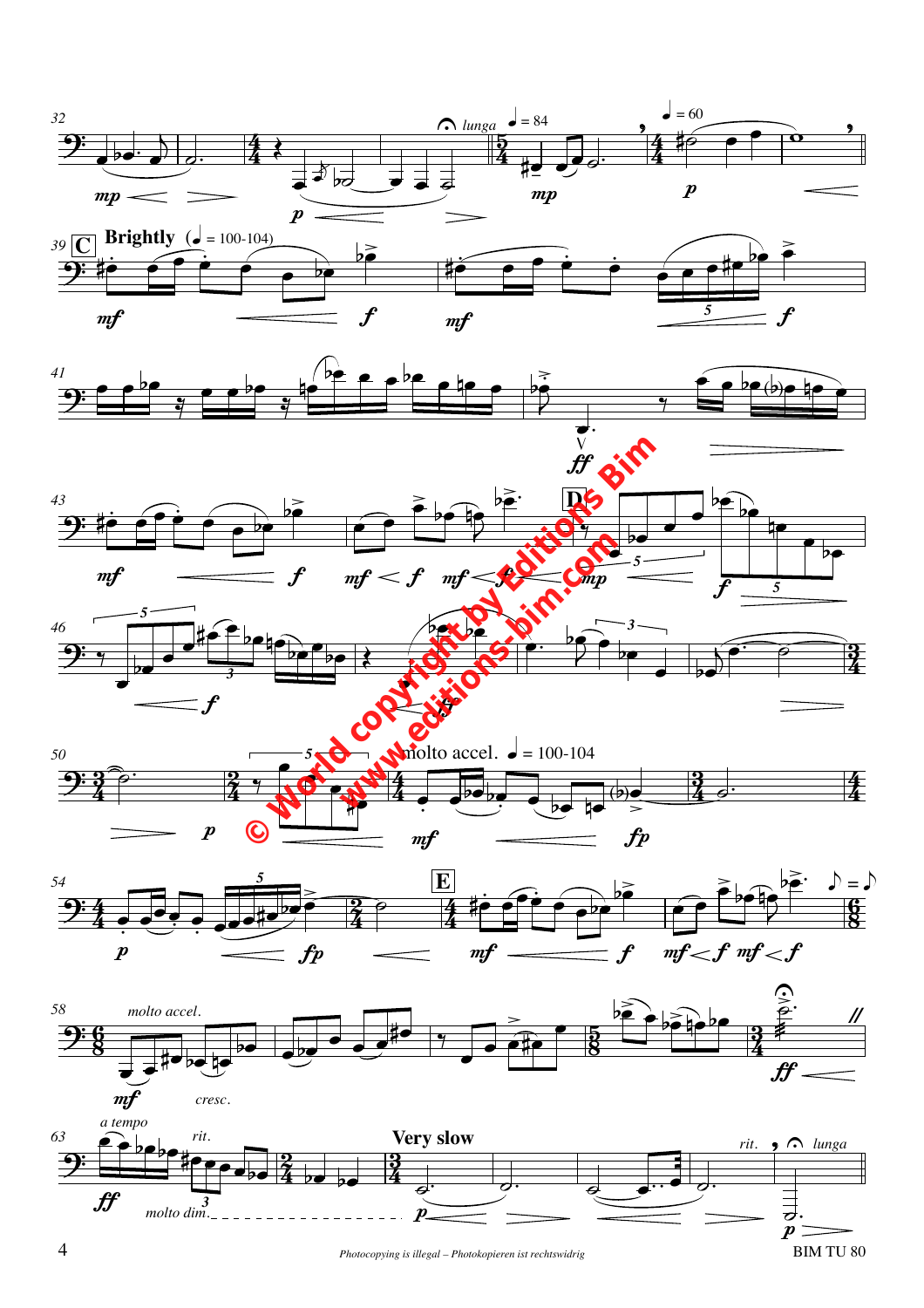**C** **Brightly** (♩ = 100-104)

**D**

*molto accel.* ♩ = 100-104

**E**

*molto accel.*

*a tempo* *rit.*

*molto dim.*

**Very slow**

*rit.* *lunga*